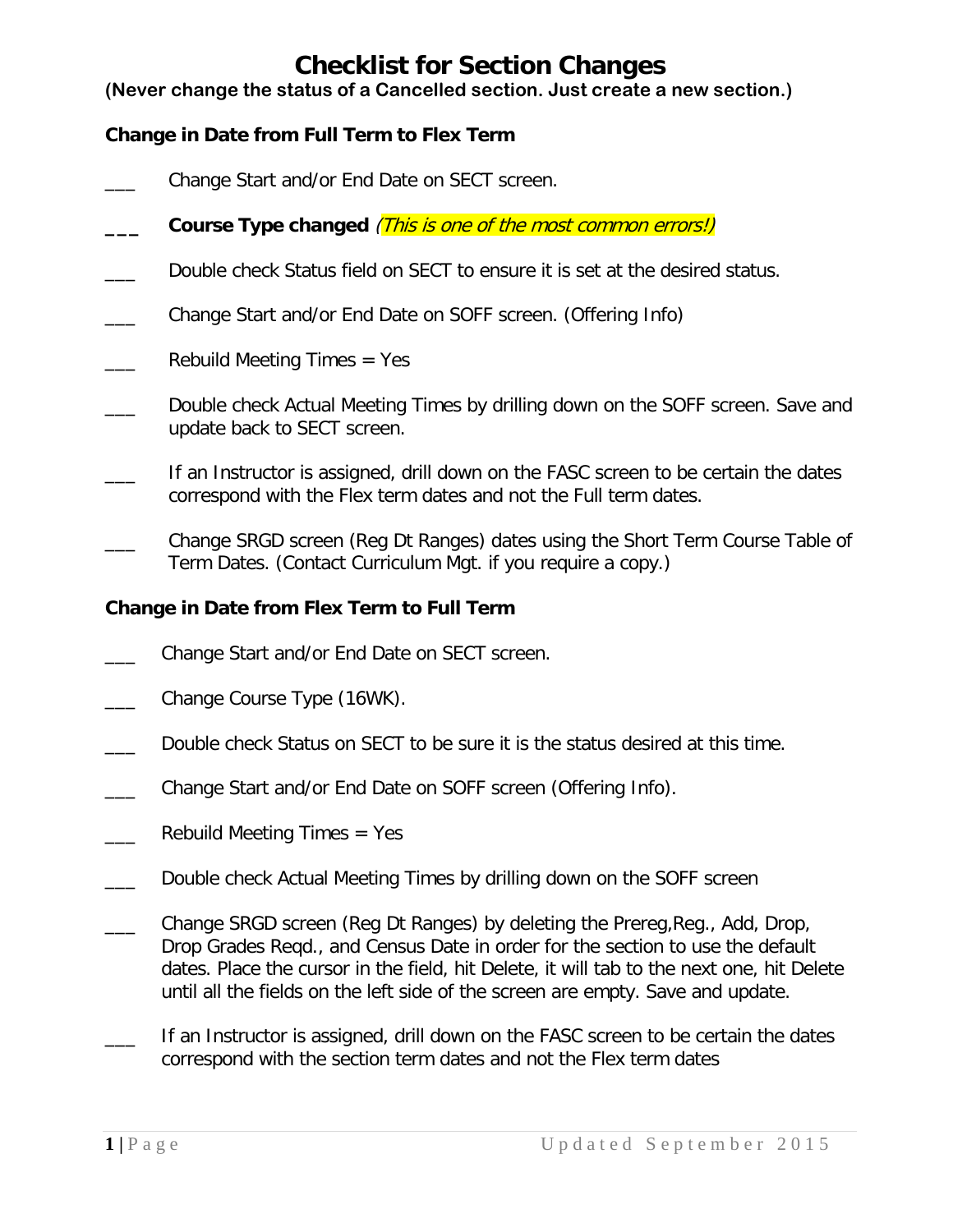# Checklist for Section Changes

**(Never change the status of a Cancelled section. Just create a new section.)**

## Change in Date from Full Term to Flex Term

___ Change Start and/or End Date on SECT screen.

**___ Course Type changed** *(This is one of the most common errors!)*

___ Double check Status field on SECT to ensure it is set at the desired status.

___ Change Start and/or End Date on SOFF screen. (Offering Info)

___ Rebuild Meeting Times = Yes

___ Double check Actual Meeting Times by drilling down on the SOFF screen. Save and update back to SECT screen.

___ If an Instructor is assigned, drill down on the FASC screen to be certain the dates correspond with the Flex term dates and not the Full term dates.

___ Change SRGD screen (Reg Dt Ranges) dates using the Short Term Course Table of Term Dates. (Contact Curriculum Mgt. if you require a copy.)

## Change in Date from Flex Term to Full Term

___ Change Start and/or End Date on SECT screen.

___ Change Course Type (16WK).

___ Double check Status on SECT to be sure it is the status desired at this time.

___ Change Start and/or End Date on SOFF screen (Offering Info).

___ Rebuild Meeting Times = Yes

___ Double check Actual Meeting Times by drilling down on the SOFF screen

___ Change SRGD screen (Reg Dt Ranges) by deleting the Prereg,Reg., Add, Drop, Drop Grades Reqd., and Census Date in order for the section to use the default dates. Place the cursor in the field, hit Delete, it will tab to the next one, hit Delete until all the fields on the left side of the screen are empty. Save and update.

___ If an Instructor is assigned, drill down on the FASC screen to be certain the dates correspond with the section term dates and not the Flex term dates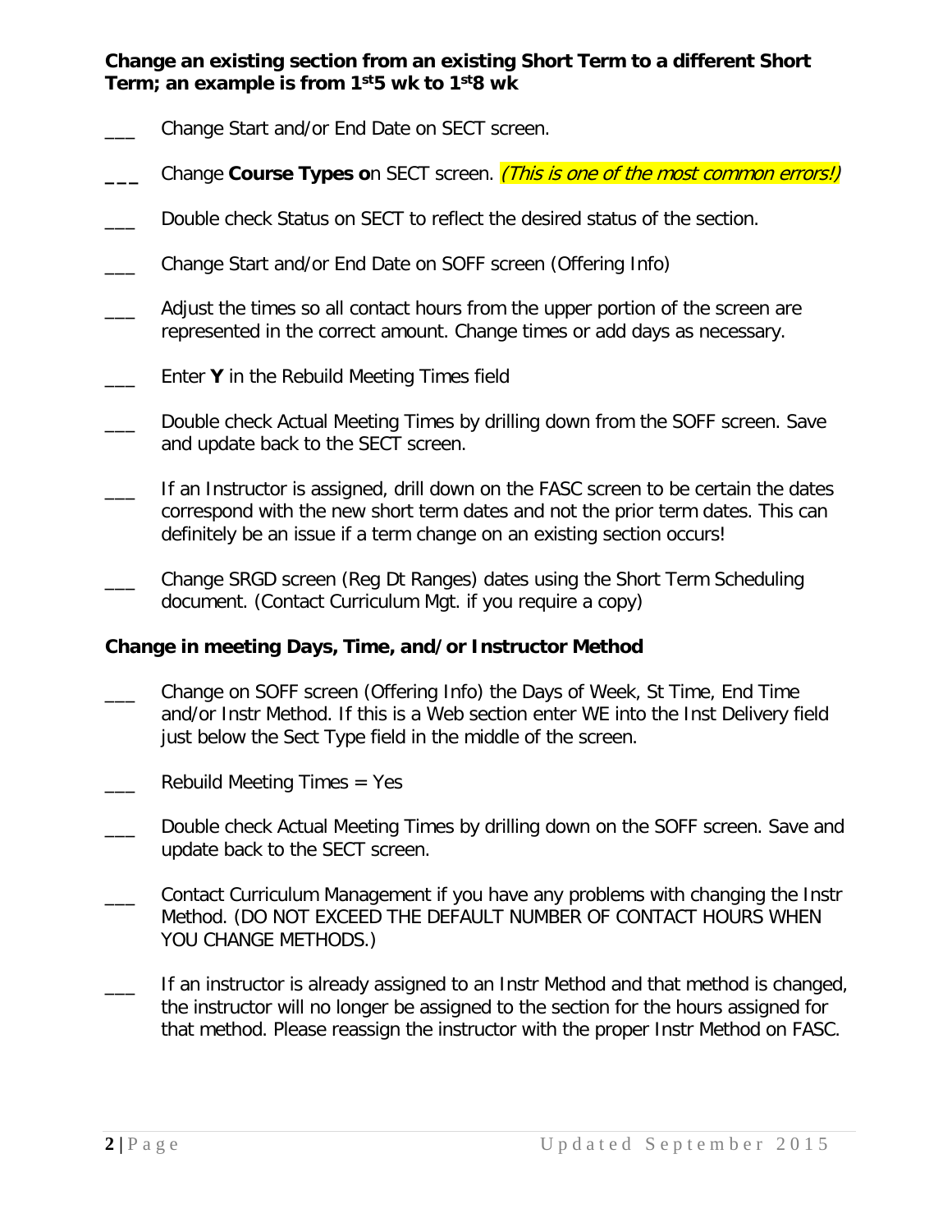**Change an existing section from an existing Short Term to a different Short Term; an example is from 1st5 wk to 1st8 wk**

___ Change Start and/or End Date on SECT screen.

___ Change **Course Types o**n SECT screen. *(This is one of the most common errors!)*

___ Double check Status on SECT to reflect the desired status of the section.

___ Change Start and/or End Date on SOFF screen (Offering Info)

___ Adjust the times so all contact hours from the upper portion of the screen are represented in the correct amount. Change times or add days as necessary.

___ Enter **Y** in the Rebuild Meeting Times field

___ Double check Actual Meeting Times by drilling down from the SOFF screen. Save and update back to the SECT screen.

___ If an Instructor is assigned, drill down on the FASC screen to be certain the dates correspond with the new short term dates and not the prior term dates. This can definitely be an issue if a term change on an existing section occurs!

___ Change SRGD screen (Reg Dt Ranges) dates using the Short Term Scheduling document. (Contact Curriculum Mgt. if you require a copy)

**Change in meeting Days, Time, and/or Instructor Method**

___ Change on SOFF screen (Offering Info) the Days of Week, St Time, End Time and/or Instr Method. If this is a Web section enter WE into the Inst Delivery field just below the Sect Type field in the middle of the screen.

___ Rebuild Meeting Times = Yes

___ Double check Actual Meeting Times by drilling down on the SOFF screen. Save and update back to the SECT screen.

___ Contact Curriculum Management if you have any problems with changing the Instr Method. (DO NOT EXCEED THE DEFAULT NUMBER OF CONTACT HOURS WHEN YOU CHANGE METHODS.)

___ If an instructor is already assigned to an Instr Method and that method is changed, the instructor will no longer be assigned to the section for the hours assigned for that method. Please reassign the instructor with the proper Instr Method on FASC.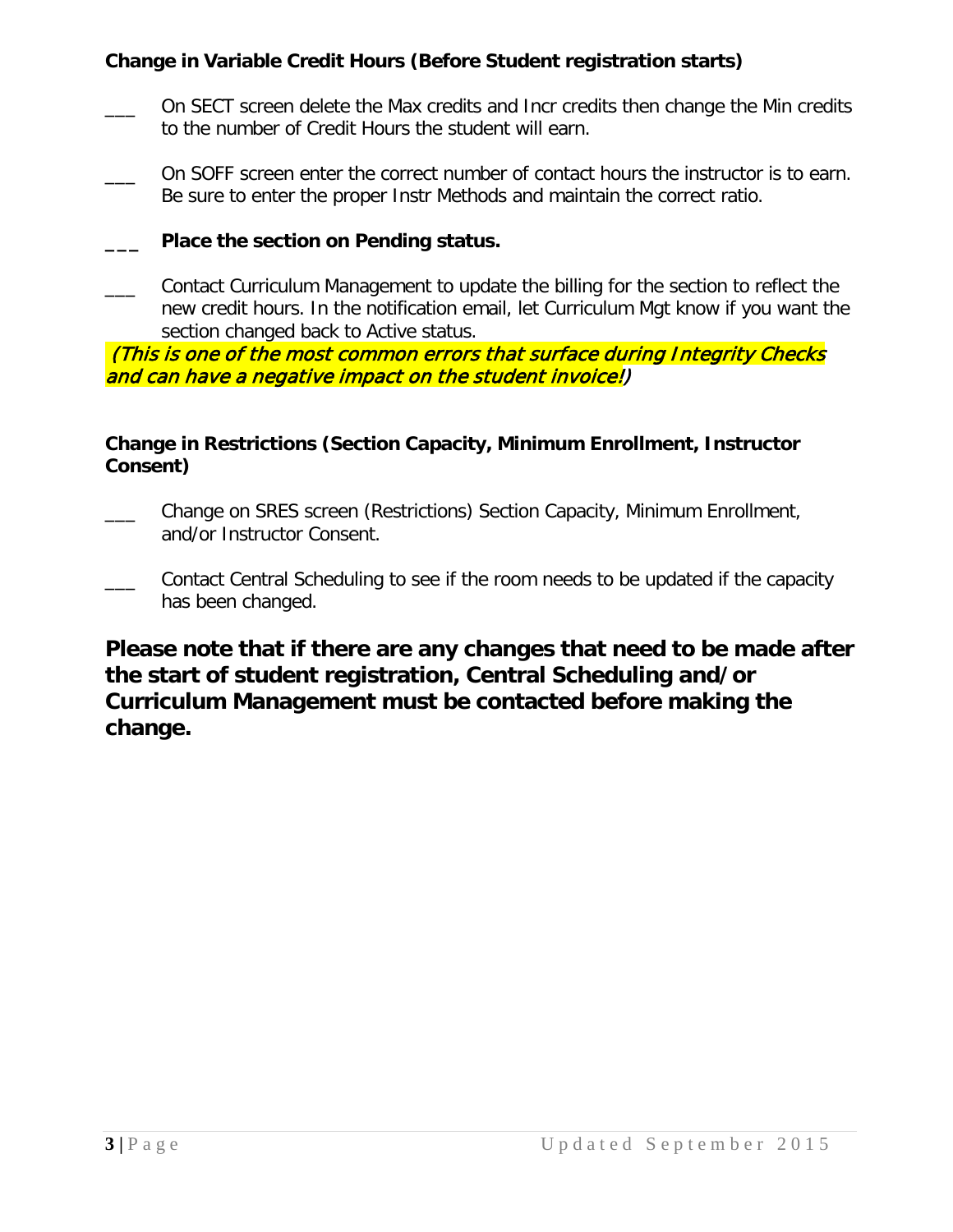**Change in Variable Credit Hours (Before Student registration starts)**

___ On SECT screen delete the Max credits and Incr credits then change the Min credits to the number of Credit Hours the student will earn.

___ On SOFF screen enter the correct number of contact hours the instructor is to earn. Be sure to enter the proper Instr Methods and maintain the correct ratio.

**___ Place the section on Pending status.**

___ Contact Curriculum Management to update the billing for the section to reflect the new credit hours. In the notification email, let Curriculum Mgt know if you want the section changed back to Active status.

*(This is one of the most common errors that surface during Integrity Checks and can have a negative impact on the student invoice!)*

**Change in Restrictions (Section Capacity, Minimum Enrollment, Instructor Consent)**

___ Change on SRES screen (Restrictions) Section Capacity, Minimum Enrollment, and/or Instructor Consent.

___ Contact Central Scheduling to see if the room needs to be updated if the capacity has been changed.

**Please note that if there are any changes that need to be made after the start of student registration, Central Scheduling and/or Curriculum Management must be contacted before making the change.**